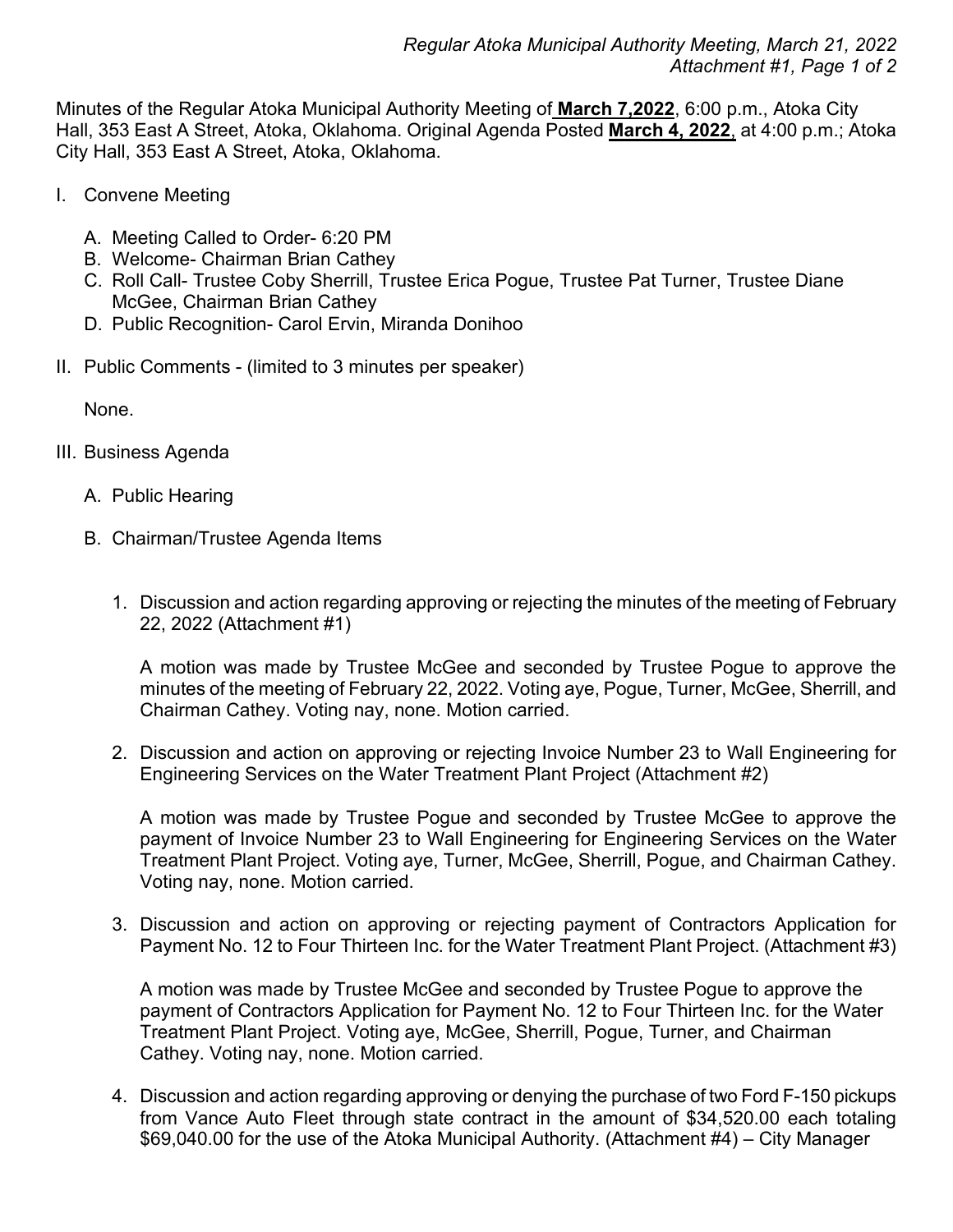Minutes of the Regular Atoka Municipal Authority Meeting of **March 7,2022**, 6:00 p.m., Atoka City Hall, 353 East A Street, Atoka, Oklahoma. Original Agenda Posted **March 4, 2022**, at 4:00 p.m.; Atoka City Hall, 353 East A Street, Atoka, Oklahoma.

I. Convene Meeting

   A. Meeting Called to Order- 6:20 PM
   B. Welcome- Chairman Brian Cathey
   C. Roll Call- Trustee Coby Sherrill, Trustee Erica Pogue, Trustee Pat Turner, Trustee Diane McGee, Chairman Brian Cathey
   D. Public Recognition- Carol Ervin, Miranda Donihoo

II. Public Comments - (limited to 3 minutes per speaker)

   None.

III. Business Agenda

   A. Public Hearing

   B. Chairman/Trustee Agenda Items

      1. Discussion and action regarding approving or rejecting the minutes of the meeting of February 22, 2022 (Attachment #1)

         A motion was made by Trustee McGee and seconded by Trustee Pogue to approve the minutes of the meeting of February 22, 2022. Voting aye, Pogue, Turner, McGee, Sherrill, and Chairman Cathey. Voting nay, none. Motion carried.

      2. Discussion and action on approving or rejecting Invoice Number 23 to Wall Engineering for Engineering Services on the Water Treatment Plant Project (Attachment #2)

         A motion was made by Trustee Pogue and seconded by Trustee McGee to approve the payment of Invoice Number 23 to Wall Engineering for Engineering Services on the Water Treatment Plant Project. Voting aye, Turner, McGee, Sherrill, Pogue, and Chairman Cathey. Voting nay, none. Motion carried.

      3. Discussion and action on approving or rejecting payment of Contractors Application for Payment No. 12 to Four Thirteen Inc. for the Water Treatment Plant Project. (Attachment #3)

         A motion was made by Trustee McGee and seconded by Trustee Pogue to approve the payment of Contractors Application for Payment No. 12 to Four Thirteen Inc. for the Water Treatment Plant Project. Voting aye, McGee, Sherrill, Pogue, Turner, and Chairman Cathey. Voting nay, none. Motion carried.

      4. Discussion and action regarding approving or denying the purchase of two Ford F-150 pickups from Vance Auto Fleet through state contract in the amount of $34,520.00 each totaling $69,040.00 for the use of the Atoka Municipal Authority. (Attachment #4) – City Manager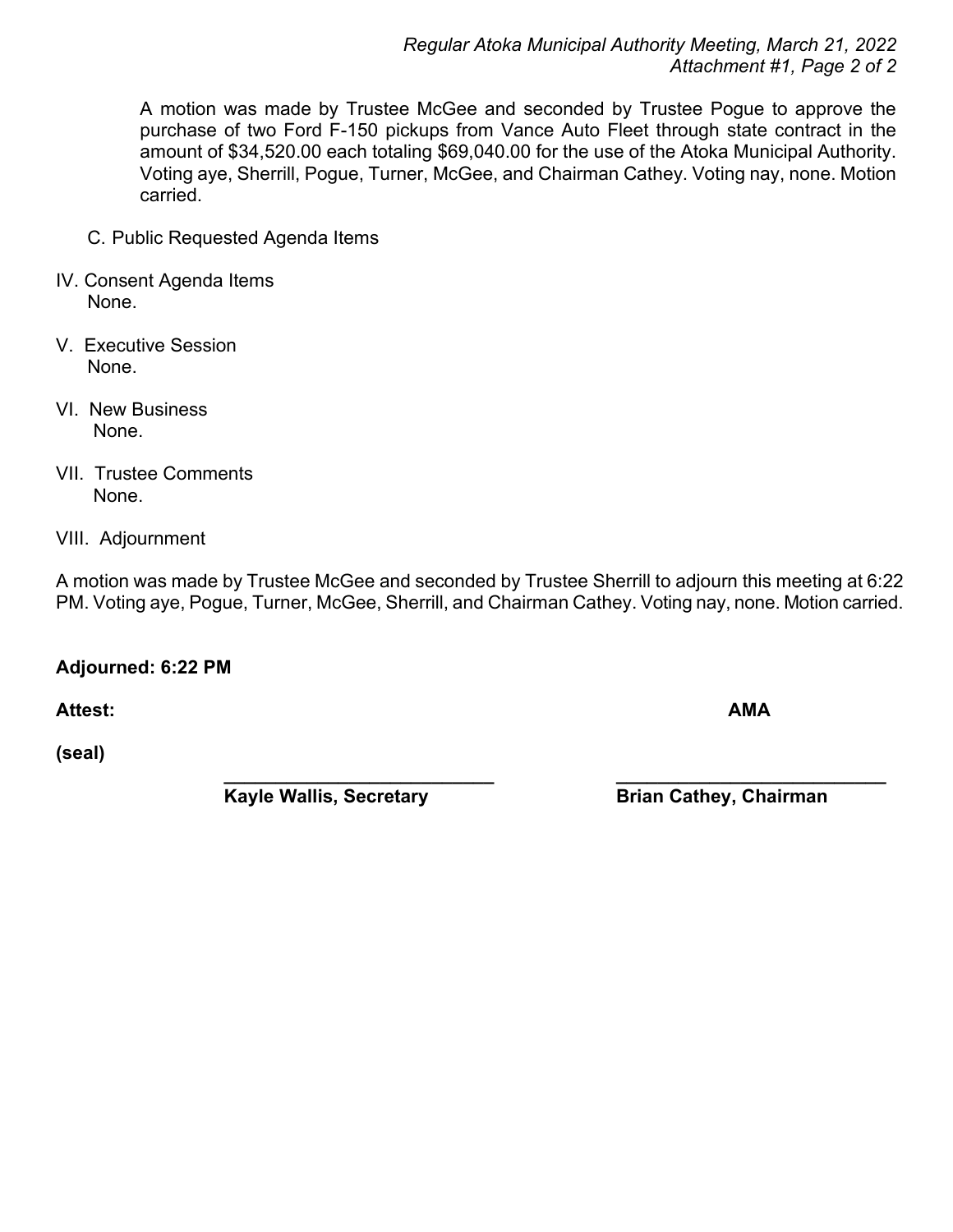A motion was made by Trustee McGee and seconded by Trustee Pogue to approve the purchase of two Ford F-150 pickups from Vance Auto Fleet through state contract in the amount of $34,520.00 each totaling $69,040.00 for the use of the Atoka Municipal Authority. Voting aye, Sherrill, Pogue, Turner, McGee, and Chairman Cathey. Voting nay, none. Motion carried.

C. Public Requested Agenda Items

IV. Consent Agenda Items
None.

V. Executive Session
None.

VI. New Business
None.

VII. Trustee Comments
None.

VIII. Adjournment

A motion was made by Trustee McGee and seconded by Trustee Sherrill to adjourn this meeting at 6:22 PM. Voting aye, Pogue, Turner, McGee, Sherrill, and Chairman Cathey. Voting nay, none. Motion carried.

**Adjourned: 6:22 PM**

**Attest:** **AMA**

**(seal)**

**\_\_\_\_\_\_\_\_\_\_\_\_\_\_\_\_\_\_\_\_\_\_\_\_\_\_**
**Kayle Wallis, Secretary**

**\_\_\_\_\_\_\_\_\_\_\_\_\_\_\_\_\_\_\_\_\_\_\_\_\_\_**
**Brian Cathey, Chairman**